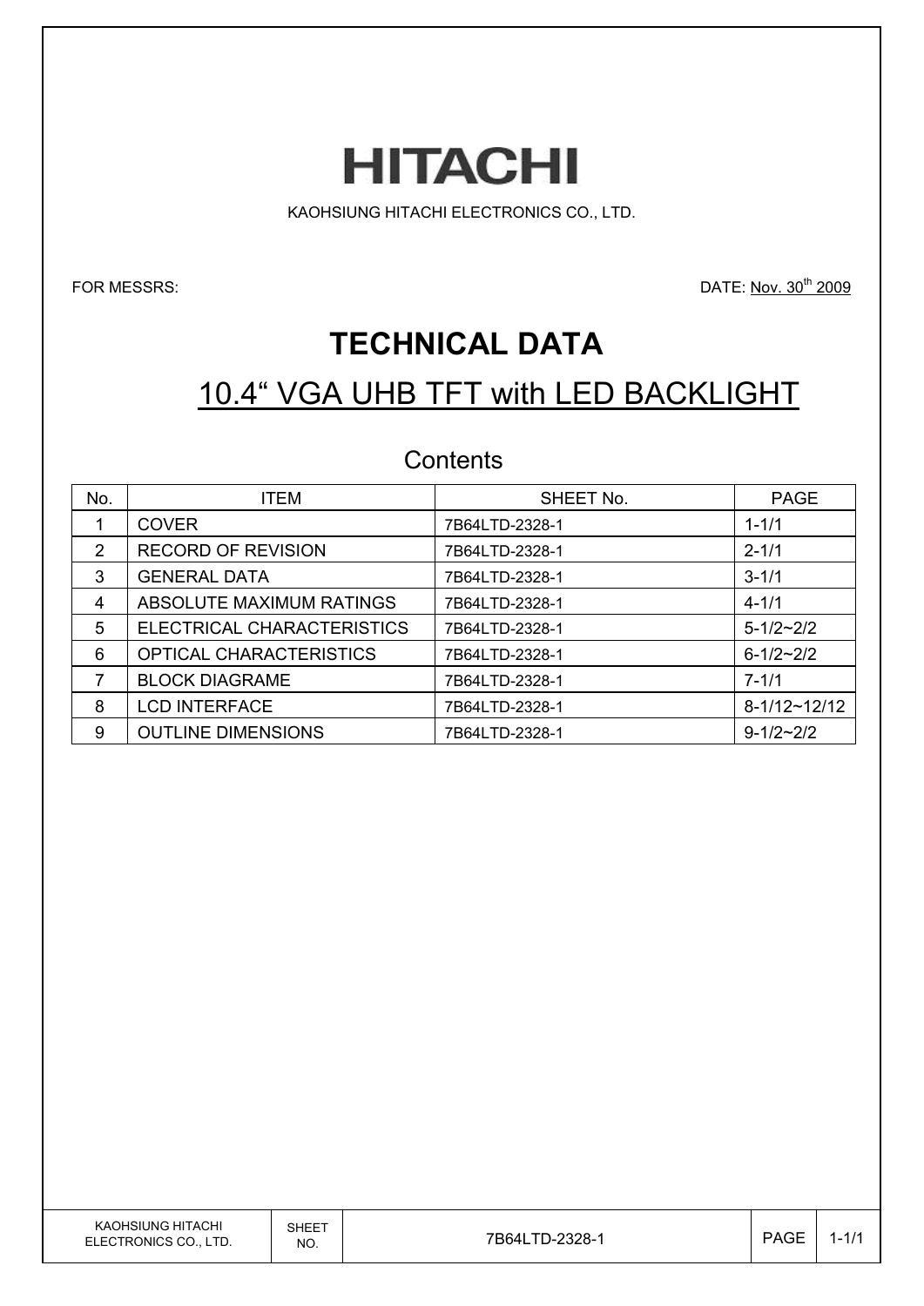# HITACHI

KAOHSIUNG HITACHI ELECTRONICS CO., LTD.

FOR MESSRS:

DATE: Nov. 30th 2009

# TECHNICAL DATA

## 10.4" VGA UHB TFT with LED BACKLIGHT

### Contents

| No. | ITEM | SHEET No. | PAGE |
|---|---|---|---|
| 1 | COVER | 7B64LTD-2328-1 | 1-1/1 |
| 2 | RECORD OF REVISION | 7B64LTD-2328-1 | 2-1/1 |
| 3 | GENERAL DATA | 7B64LTD-2328-1 | 3-1/1 |
| 4 | ABSOLUTE MAXIMUM RATINGS | 7B64LTD-2328-1 | 4-1/1 |
| 5 | ELECTRICAL CHARACTERISTICS | 7B64LTD-2328-1 | 5-1/2~2/2 |
| 6 | OPTICAL CHARACTERISTICS | 7B64LTD-2328-1 | 6-1/2~2/2 |
| 7 | BLOCK DIAGRAME | 7B64LTD-2328-1 | 7-1/1 |
| 8 | LCD INTERFACE | 7B64LTD-2328-1 | 8-1/12~12/12 |
| 9 | OUTLINE DIMENSIONS | 7B64LTD-2328-1 | 9-1/2~2/2 |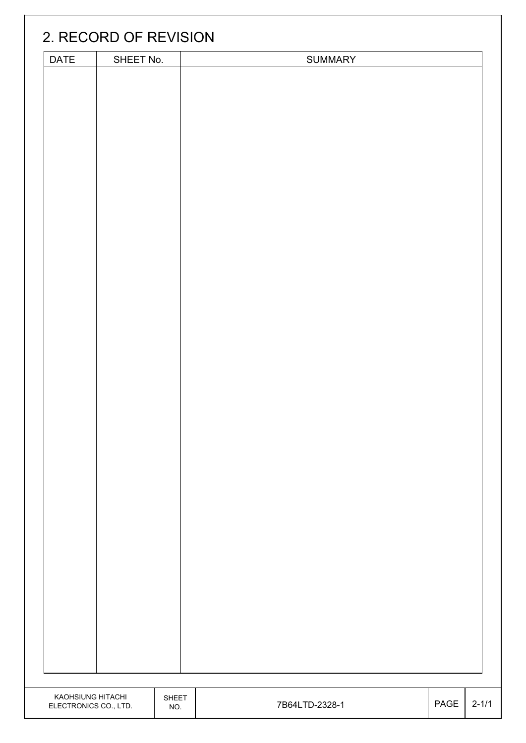## 2. RECORD OF REVISION

| DATE | SHEET No. | SUMMARY |
|---|---|---|
| | | |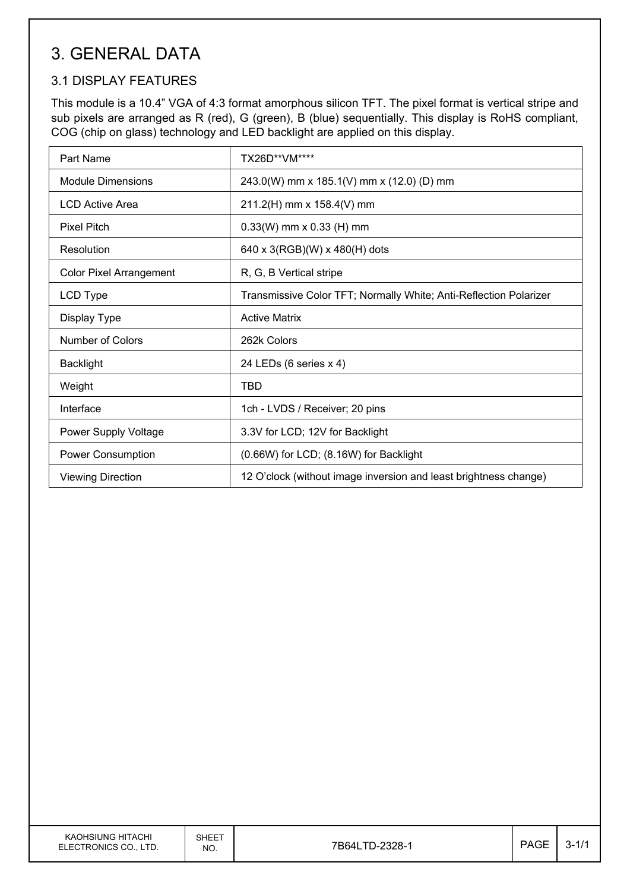# 3. GENERAL DATA

## 3.1 DISPLAY FEATURES

This module is a 10.4” VGA of 4:3 format amorphous silicon TFT. The pixel format is vertical stripe and sub pixels are arranged as R (red), G (green), B (blue) sequentially. This display is RoHS compliant, COG (chip on glass) technology and LED backlight are applied on this display.

| Part Name | TX26D**VM**** |
|---|---|
| Module Dimensions | 243.0(W) mm x 185.1(V) mm x (12.0) (D) mm |
| LCD Active Area | 211.2(H) mm x 158.4(V) mm |
| Pixel Pitch | 0.33(W) mm x 0.33 (H) mm |
| Resolution | 640 x 3(RGB)(W) x 480(H) dots |
| Color Pixel Arrangement | R, G, B Vertical stripe |
| LCD Type | Transmissive Color TFT; Normally White; Anti-Reflection Polarizer |
| Display Type | Active Matrix |
| Number of Colors | 262k Colors |
| Backlight | 24 LEDs (6 series x 4) |
| Weight | TBD |
| Interface | 1ch - LVDS / Receiver; 20 pins |
| Power Supply Voltage | 3.3V for LCD; 12V for Backlight |
| Power Consumption | (0.66W) for LCD; (8.16W) for Backlight |
| Viewing Direction | 12 O’clock (without image inversion and least brightness change) |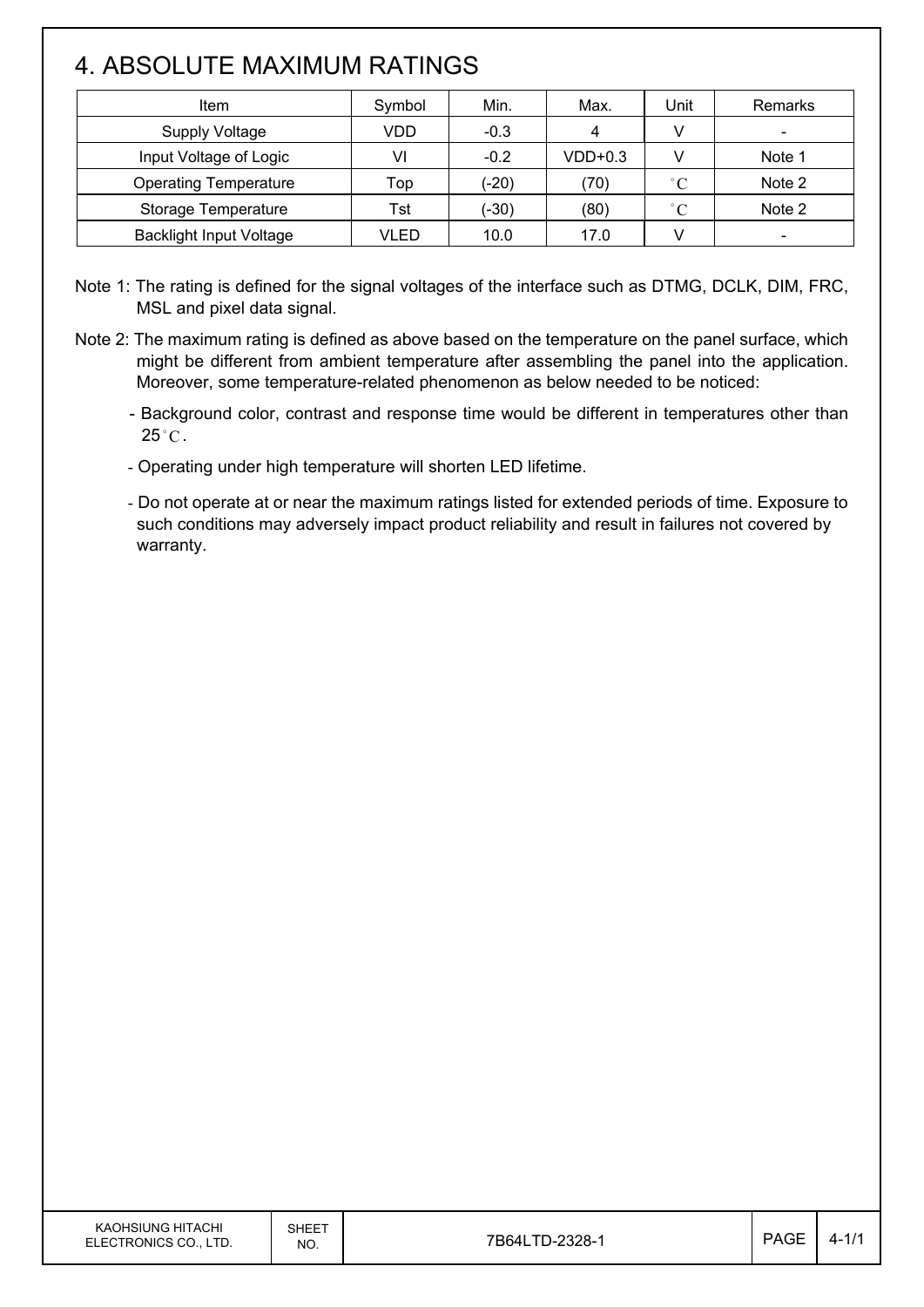# 4. ABSOLUTE MAXIMUM RATINGS

| Item | Symbol | Min. | Max. | Unit | Remarks |
|---|---|---|---|---|---|
| Supply Voltage | VDD | -0.3 | 4 | V | - |
| Input Voltage of Logic | VI | -0.2 | VDD+0.3 | V | Note 1 |
| Operating Temperature | Top | (-20) | (70) | °C | Note 2 |
| Storage Temperature | Tst | (-30) | (80) | °C | Note 2 |
| Backlight Input Voltage | VLED | 10.0 | 17.0 | V | - |

Note 1: The rating is defined for the signal voltages of the interface such as DTMG, DCLK, DIM, FRC, MSL and pixel data signal.

Note 2: The maximum rating is defined as above based on the temperature on the panel surface, which might be different from ambient temperature after assembling the panel into the application. Moreover, some temperature-related phenomenon as below needed to be noticed:

- Background color, contrast and response time would be different in temperatures other than 25°C.
- Operating under high temperature will shorten LED lifetime.
- Do not operate at or near the maximum ratings listed for extended periods of time. Exposure to such conditions may adversely impact product reliability and result in failures not covered by warranty.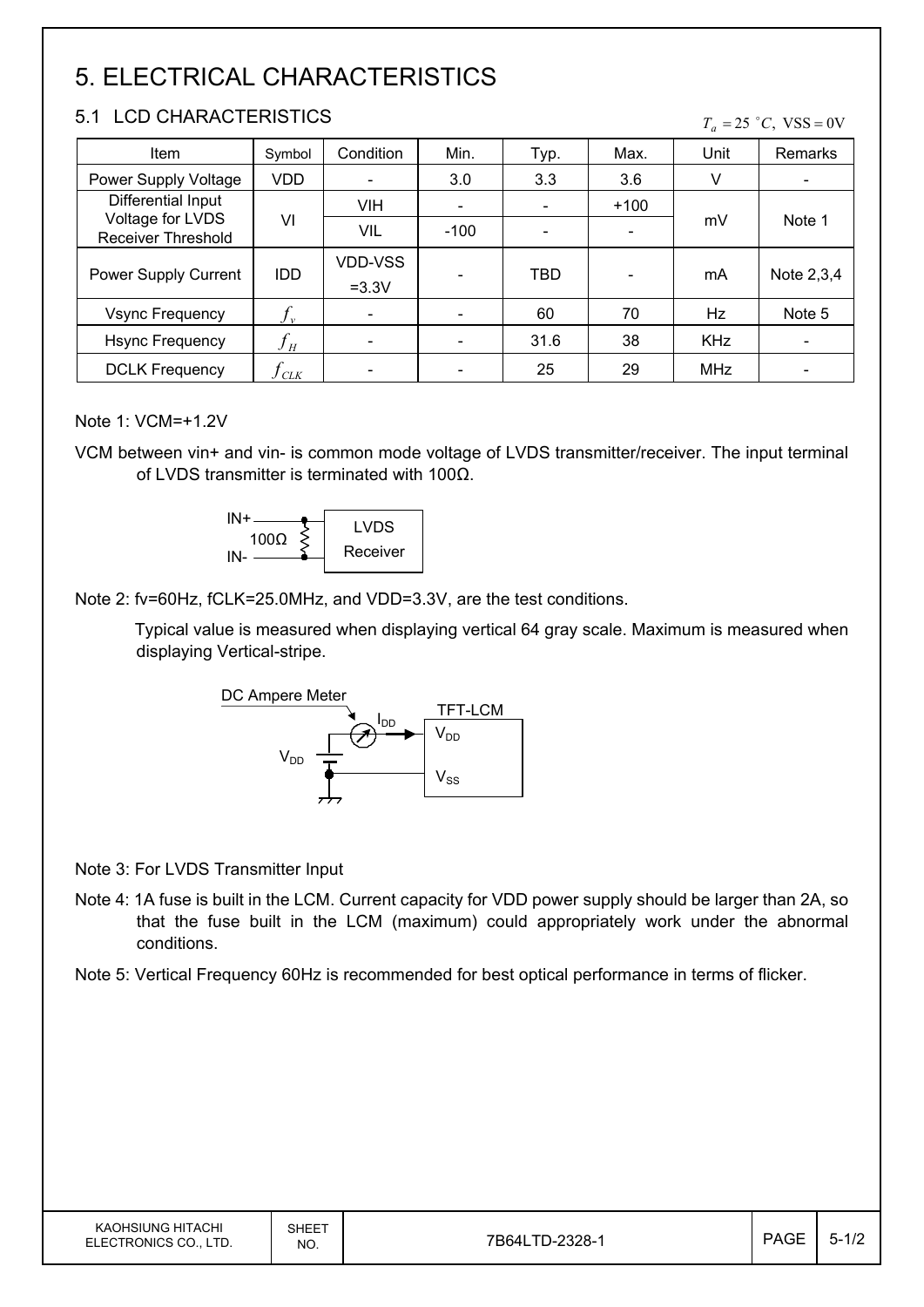# 5. ELECTRICAL CHARACTERISTICS

## 5.1 LCD CHARACTERISTICS

$T_a = 25\ ^\circ C,\ \text{VSS} = 0\text{V}$

| Item | Symbol | Condition | Min. | Typ. | Max. | Unit | Remarks |
|---|---|---|---|---|---|---|---|
| Power Supply Voltage | VDD | - | 3.0 | 3.3 | 3.6 | V | - |
| Differential Input Voltage for LVDS Receiver Threshold | VI | VIH | - | - | +100 | mV | Note 1 |
| | | VIL | -100 | - | - | | |
| Power Supply Current | IDD | VDD-VSS =3.3V | - | TBD | - | mA | Note 2,3,4 |
| Vsync Frequency | $f_v$ | - | - | 60 | 70 | Hz | Note 5 |
| Hsync Frequency | $f_H$ | - | - | 31.6 | 38 | KHz | - |
| DCLK Frequency | $f_{CLK}$ | - | - | 25 | 29 | MHz | - |

Note 1: VCM=+1.2V

VCM between vin+ and vin- is common mode voltage of LVDS transmitter/receiver. The input terminal of LVDS transmitter is terminated with 100Ω.

IN+ / IN- — 100Ω — LVDS Receiver

Note 2: fv=60Hz, fCLK=25.0MHz, and VDD=3.3V, are the test conditions.

Typical value is measured when displaying vertical 64 gray scale. Maximum is measured when displaying Vertical-stripe.

DC Ampere Meter — $I_{DD}$ — TFT-LCM ($V_{DD}$, $V_{SS}$) — $V_{DD}$

Note 3: For LVDS Transmitter Input

Note 4: 1A fuse is built in the LCM. Current capacity for VDD power supply should be larger than 2A, so that the fuse built in the LCM (maximum) could appropriately work under the abnormal conditions.

Note 5: Vertical Frequency 60Hz is recommended for best optical performance in terms of flicker.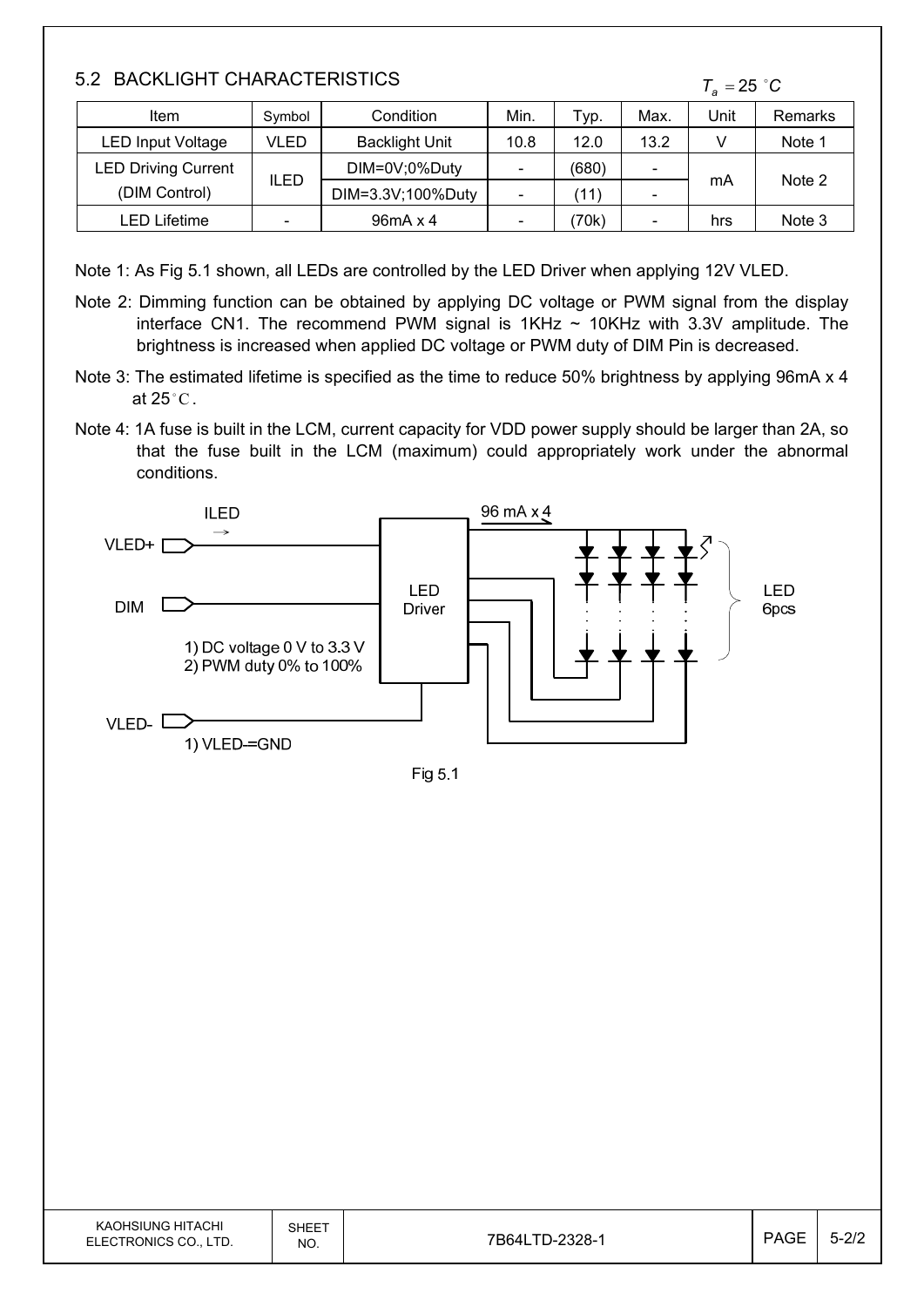## 5.2 BACKLIGHT CHARACTERISTICS

$T_a = 25\ ^{\circ}C$

| Item | Symbol | Condition | Min. | Typ. | Max. | Unit | Remarks |
|---|---|---|---|---|---|---|---|
| LED Input Voltage | VLED | Backlight Unit | 10.8 | 12.0 | 13.2 | V | Note 1 |
| LED Driving Current (DIM Control) | ILED | DIM=0V;0%Duty | - | (680) | - | mA | Note 2 |
| | | DIM=3.3V;100%Duty | - | (11) | - | | |
| LED Lifetime | - | 96mA x 4 | - | (70k) | - | hrs | Note 3 |

Note 1: As Fig 5.1 shown, all LEDs are controlled by the LED Driver when applying 12V VLED.

Note 2: Dimming function can be obtained by applying DC voltage or PWM signal from the display interface CN1. The recommend PWM signal is 1KHz ~ 10KHz with 3.3V amplitude. The brightness is increased when applied DC voltage or PWM duty of DIM Pin is decreased.

Note 3: The estimated lifetime is specified as the time to reduce 50% brightness by applying 96mA x 4 at 25°C.

Note 4: 1A fuse is built in the LCM, current capacity for VDD power supply should be larger than 2A, so that the fuse built in the LCM (maximum) could appropriately work under the abnormal conditions.

ILED →

VLED+

DIM

1) DC voltage 0 V to 3.3 V
2) PWM duty 0% to 100%

VLED-

1) VLED-=GND

LED Driver

96 mA x 4

LED 6pcs

Fig 5.1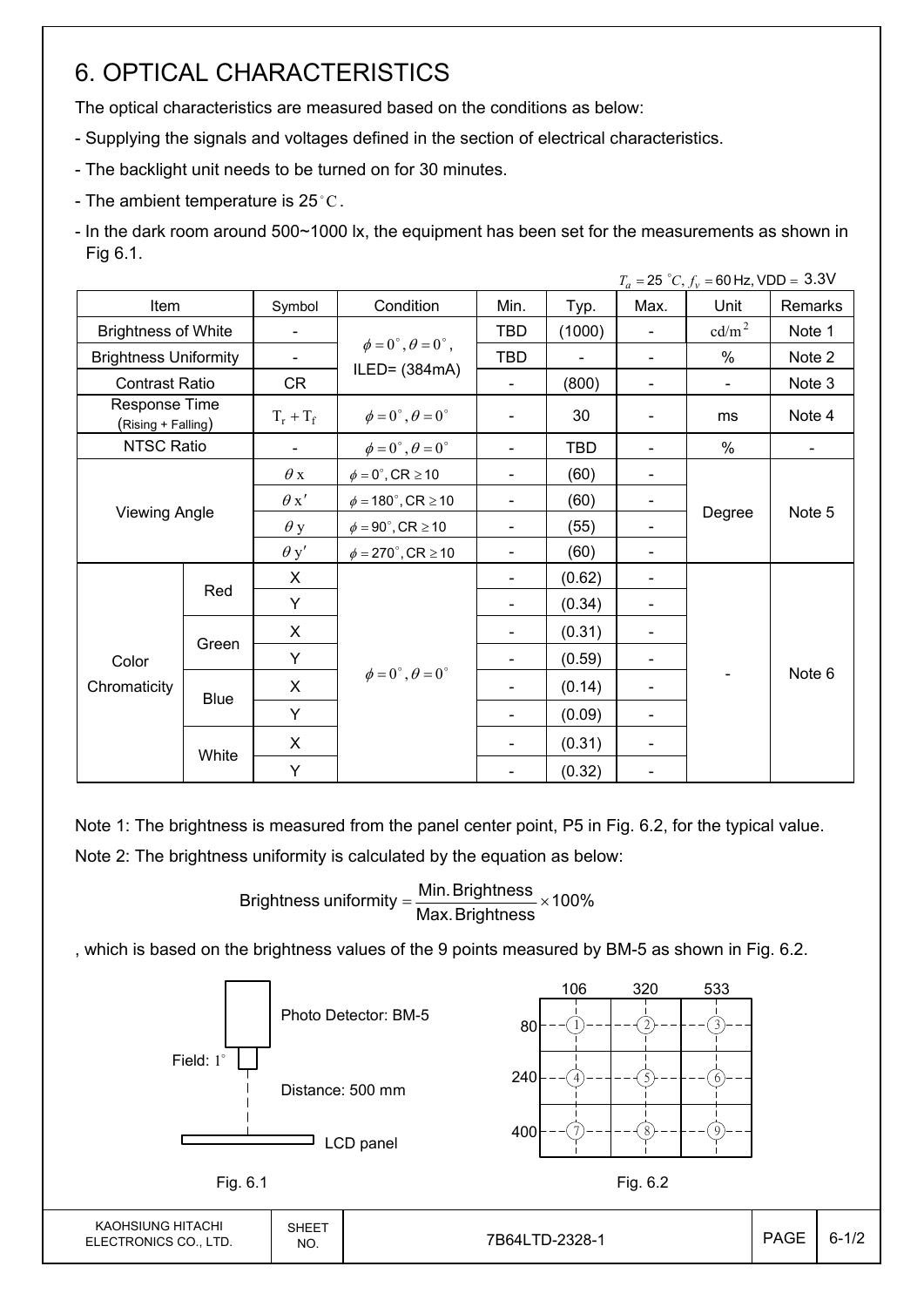# 6. OPTICAL CHARACTERISTICS

The optical characteristics are measured based on the conditions as below:

- Supplying the signals and voltages defined in the section of electrical characteristics.
- The backlight unit needs to be turned on for 30 minutes.
- The ambient temperature is 25 $^{\circ}C$.
- In the dark room around 500~1000 lx, the equipment has been set for the measurements as shown in Fig 6.1.

$T_a = 25\ ^{\circ}C,\ f_v = 60$ Hz, VDD = 3.3V

| Item | | Symbol | Condition | Min. | Typ. | Max. | Unit | Remarks |
|---|---|---|---|---|---|---|---|---|
| Brightness of White | | - | $\phi = 0^{\circ}, \theta = 0^{\circ}$, ILED= (384mA) | TBD | (1000) | - | $cd/m^2$ | Note 1 |
| Brightness Uniformity | | - | | TBD | - | - | % | Note 2 |
| Contrast Ratio | | CR | | - | (800) | - | - | Note 3 |
| Response Time (Rising + Falling) | | $T_r + T_f$ | $\phi = 0^{\circ}, \theta = 0^{\circ}$ | - | 30 | - | ms | Note 4 |
| NTSC Ratio | | - | $\phi = 0^{\circ}, \theta = 0^{\circ}$ | - | TBD | - | % | - |
| Viewing Angle | | $\theta$ x | $\phi = 0^{\circ}$, CR $\geq$ 10 | - | (60) | - | Degree | Note 5 |
| | | $\theta$ x′ | $\phi = 180^{\circ}$, CR $\geq$ 10 | - | (60) | - | | |
| | | $\theta$ y | $\phi = 90^{\circ}$, CR $\geq$ 10 | - | (55) | - | | |
| | | $\theta$ y′ | $\phi = 270^{\circ}$, CR $\geq$ 10 | - | (60) | - | | |
| Color Chromaticity | Red | X | $\phi = 0^{\circ}, \theta = 0^{\circ}$ | - | (0.62) | - | - | Note 6 |
| | | Y | | - | (0.34) | - | | |
| | Green | X | | - | (0.31) | - | | |
| | | Y | | - | (0.59) | - | | |
| | Blue | X | | - | (0.14) | - | | |
| | | Y | | - | (0.09) | - | | |
| | White | X | | - | (0.31) | - | | |
| | | Y | | - | (0.32) | - | | |

Note 1: The brightness is measured from the panel center point, P5 in Fig. 6.2, for the typical value.

Note 2: The brightness uniformity is calculated by the equation as below:

$$\text{Brightness uniformity} = \frac{\text{Min. Brightness}}{\text{Max. Brightness}} \times 100\%$$

, which is based on the brightness values of the 9 points measured by BM-5 as shown in Fig. 6.2.

Photo Detector: BM-5

Field: $1^{\circ}$

Distance: 500 mm

LCD panel

Fig. 6.1

| | 106 | 320 | 533 |
|---|---|---|---|
| 80 | ① | ② | ③ |
| 240 | ④ | ⑤ | ⑥ |
| 400 | ⑦ | ⑧ | ⑨ |

Fig. 6.2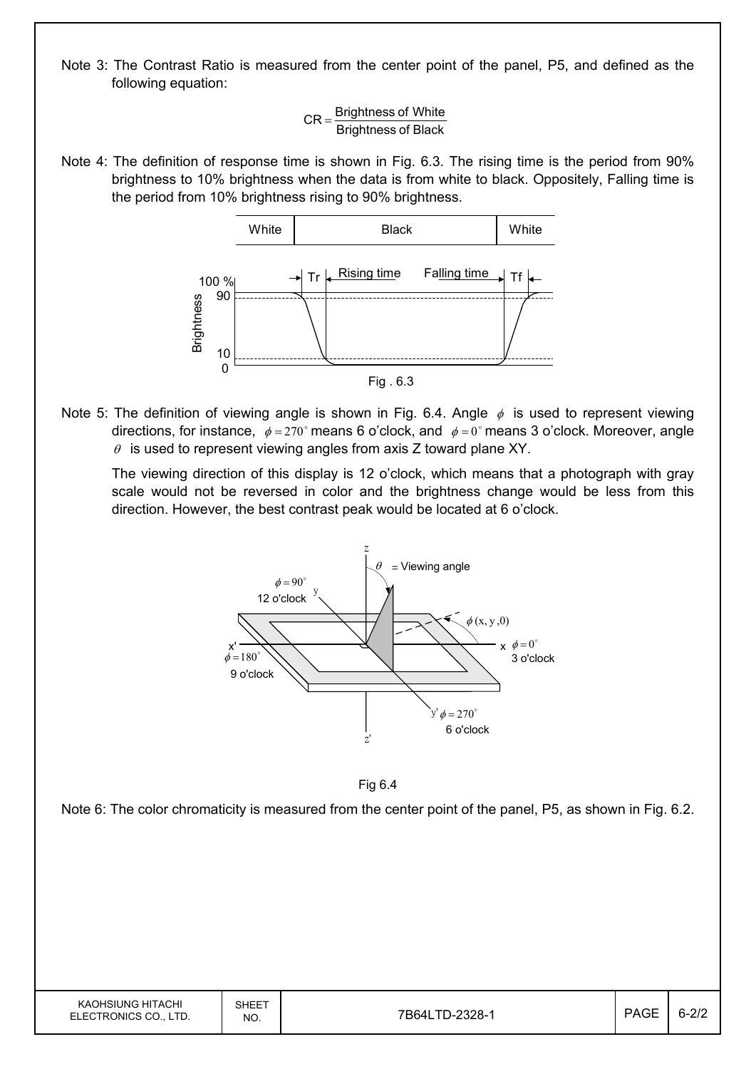Note 3: The Contrast Ratio is measured from the center point of the panel, P5, and defined as the following equation:

$$CR = \frac{\text{Brightness of White}}{\text{Brightness of Black}}$$

Note 4: The definition of response time is shown in Fig. 6.3. The rising time is the period from 90% brightness to 10% brightness when the data is from white to black. Oppositely, Falling time is the period from 10% brightness rising to 90% brightness.

Fig . 6.3

Note 5: The definition of viewing angle is shown in Fig. 6.4. Angle $\phi$ is used to represent viewing directions, for instance, $\phi = 270^\circ$ means 6 o'clock, and $\phi = 0^\circ$ means 3 o'clock. Moreover, angle $\theta$ is used to represent viewing angles from axis Z toward plane XY.

The viewing direction of this display is 12 o'clock, which means that a photograph with gray scale would not be reversed in color and the brightness change would be less from this direction. However, the best contrast peak would be located at 6 o'clock.

Fig 6.4

Note 6: The color chromaticity is measured from the center point of the panel, P5, as shown in Fig. 6.2.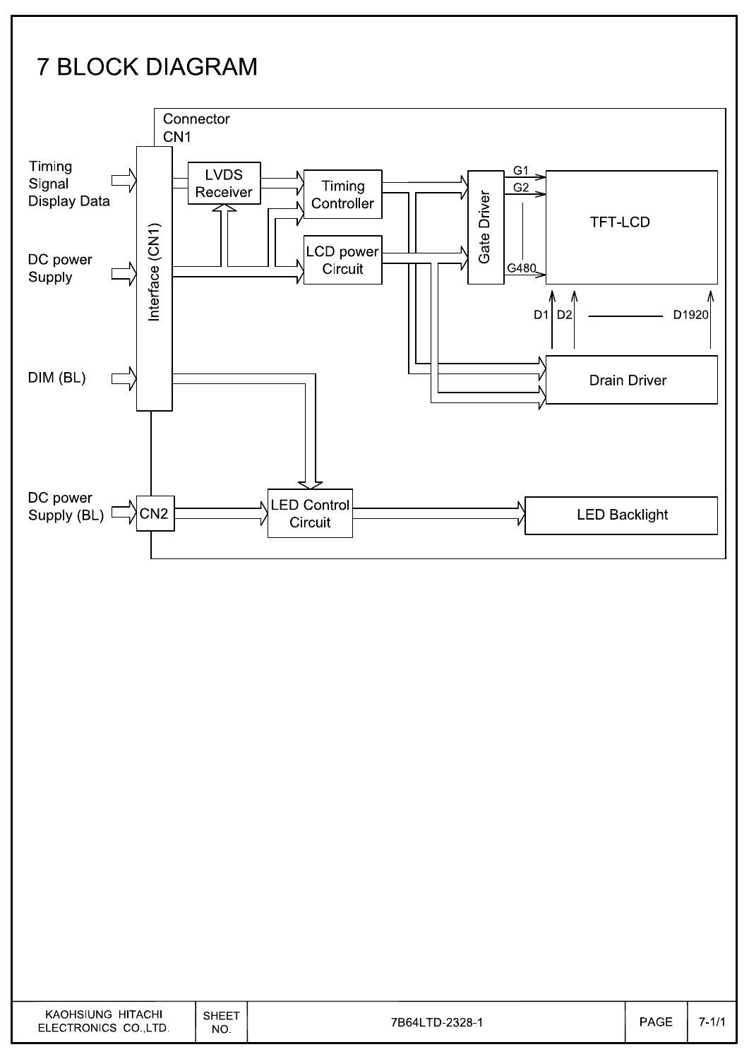# 7 BLOCK DIAGRAM

Connector CN1

Timing Signal Display Data

DC power Supply

DIM (BL)

DC power Supply (BL)

Interface (CN1)

CN2

LVDS Receiver

Timing Controller

LCD power Circuit

Gate Driver

G1

G2

G480

TFT-LCD

D1 D2 D1920

Drain Driver

LED Control Circuit

LED Backlight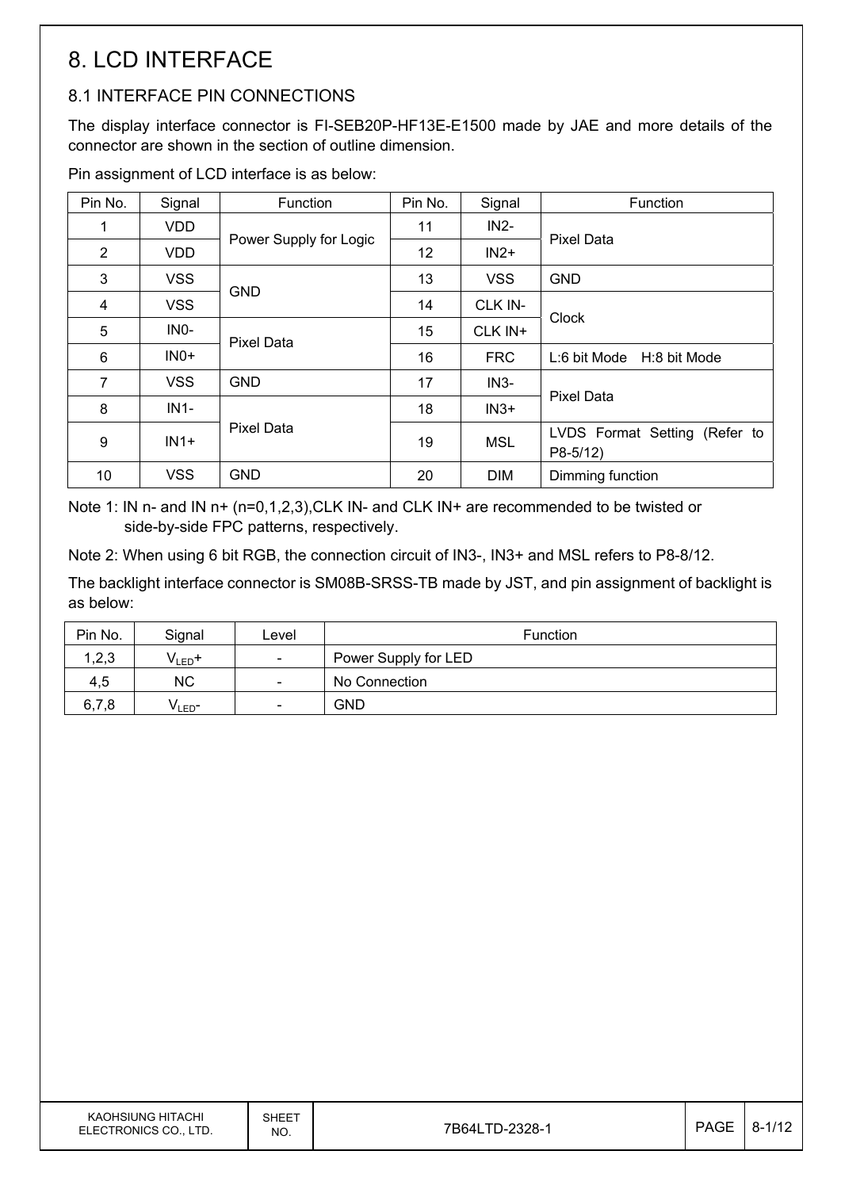# 8. LCD INTERFACE

## 8.1 INTERFACE PIN CONNECTIONS

The display interface connector is FI-SEB20P-HF13E-E1500 made by JAE and more details of the connector are shown in the section of outline dimension.

Pin assignment of LCD interface is as below:

| Pin No. | Signal | Function | Pin No. | Signal | Function |
|---|---|---|---|---|---|
| 1 | VDD | Power Supply for Logic | 11 | IN2- | Pixel Data |
| 2 | VDD | | 12 | IN2+ | |
| 3 | VSS | GND | 13 | VSS | GND |
| 4 | VSS | | 14 | CLK IN- | Clock |
| 5 | IN0- | Pixel Data | 15 | CLK IN+ | |
| 6 | IN0+ | | 16 | FRC | L:6 bit Mode H:8 bit Mode |
| 7 | VSS | GND | 17 | IN3- | Pixel Data |
| 8 | IN1- | Pixel Data | 18 | IN3+ | |
| 9 | IN1+ | | 19 | MSL | LVDS Format Setting (Refer to P8-5/12) |
| 10 | VSS | GND | 20 | DIM | Dimming function |

Note 1: IN n- and IN n+ (n=0,1,2,3),CLK IN- and CLK IN+ are recommended to be twisted or side-by-side FPC patterns, respectively.

Note 2: When using 6 bit RGB, the connection circuit of IN3-, IN3+ and MSL refers to P8-8/12.

The backlight interface connector is SM08B-SRSS-TB made by JST, and pin assignment of backlight is as below:

| Pin No. | Signal | Level | Function |
|---|---|---|---|
| 1,2,3 | $V_{LED}$+ | - | Power Supply for LED |
| 4,5 | NC | - | No Connection |
| 6,7,8 | $V_{LED}$- | - | GND |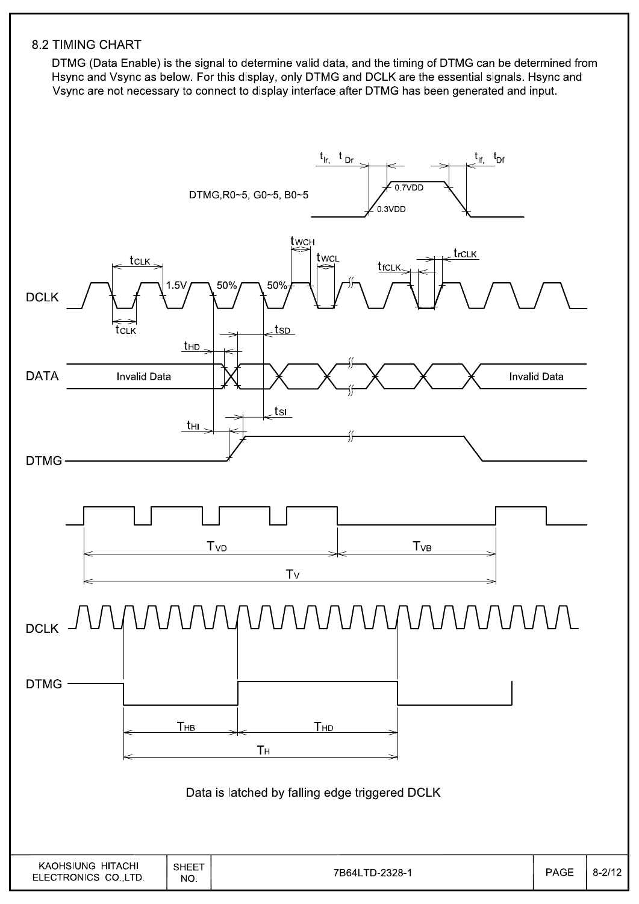## 8.2 TIMING CHART

DTMG (Data Enable) is the signal to determine valid data, and the timing of DTMG can be determined from Hsync and Vsync as below. For this display, only DTMG and DCLK are the essential signals. Hsync and Vsync are not necessary to connect to display interface after DTMG has been generated and input.

Data is latched by falling edge triggered DCLK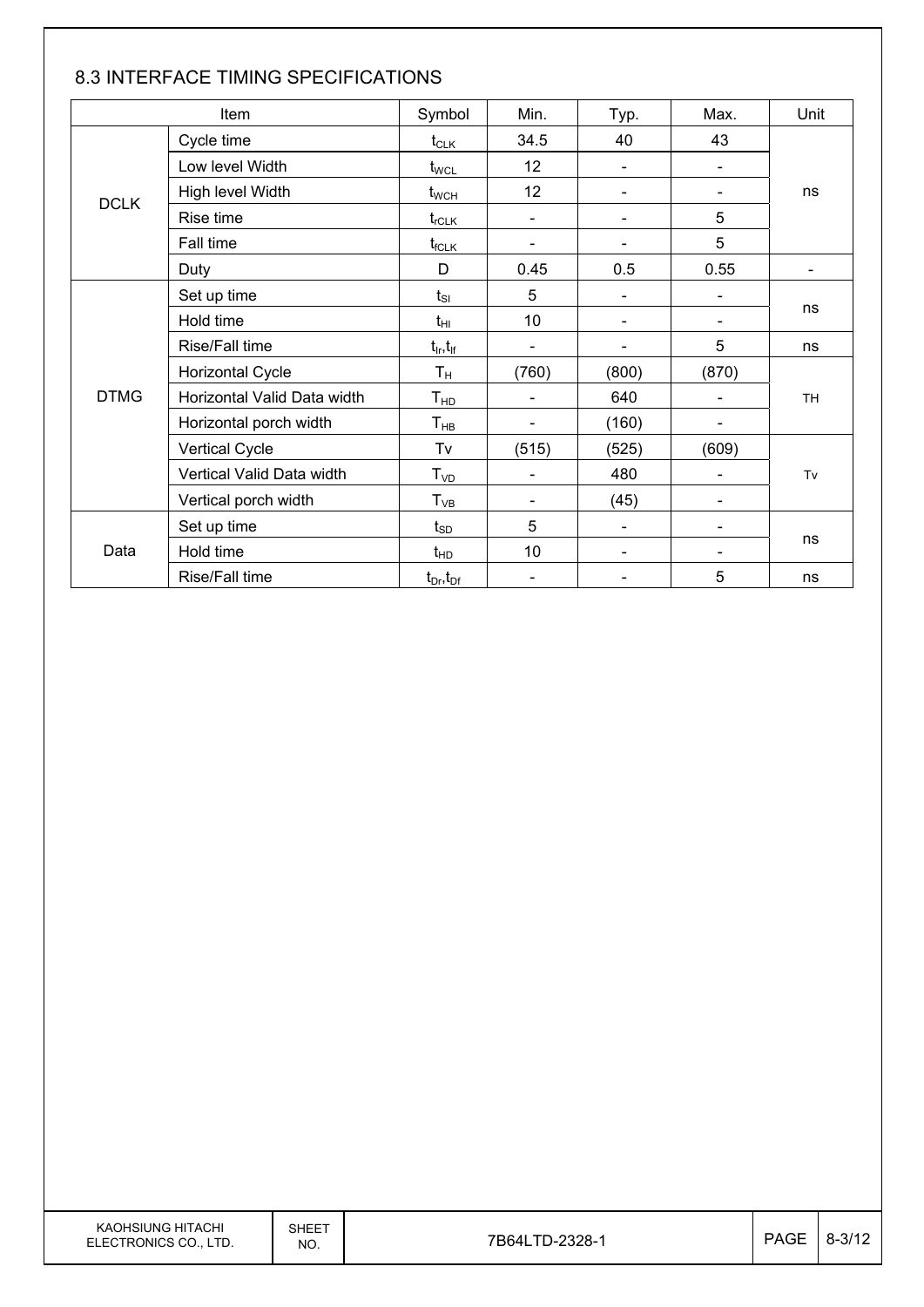## 8.3 INTERFACE TIMING SPECIFICATIONS

| Item | | Symbol | Min. | Typ. | Max. | Unit |
|---|---|---|---|---|---|---|
| DCLK | Cycle time | $t_{CLK}$ | 34.5 | 40 | 43 | ns |
| | Low level Width | $t_{WCL}$ | 12 | - | - | |
| | High level Width | $t_{WCH}$ | 12 | - | - | |
| | Rise time | $t_{rCLK}$ | - | - | 5 | |
| | Fall time | $t_{fCLK}$ | - | - | 5 | |
| | Duty | D | 0.45 | 0.5 | 0.55 | - |
| DTMG | Set up time | $t_{SI}$ | 5 | - | - | ns |
| | Hold time | $t_{HI}$ | 10 | - | - | |
| | Rise/Fall time | $t_{Ir}, t_{If}$ | - | - | 5 | ns |
| | Horizontal Cycle | $T_H$ | (760) | (800) | (870) | TH |
| | Horizontal Valid Data width | $T_{HD}$ | - | 640 | - | |
| | Horizontal porch width | $T_{HB}$ | - | (160) | - | |
| | Vertical Cycle | Tv | (515) | (525) | (609) | Tv |
| | Vertical Valid Data width | $T_{VD}$ | - | 480 | - | |
| | Vertical porch width | $T_{VB}$ | - | (45) | - | |
| Data | Set up time | $t_{SD}$ | 5 | - | - | ns |
| | Hold time | $t_{HD}$ | 10 | - | - | |
| | Rise/Fall time | $t_{Dr}, t_{Df}$ | - | - | 5 | ns |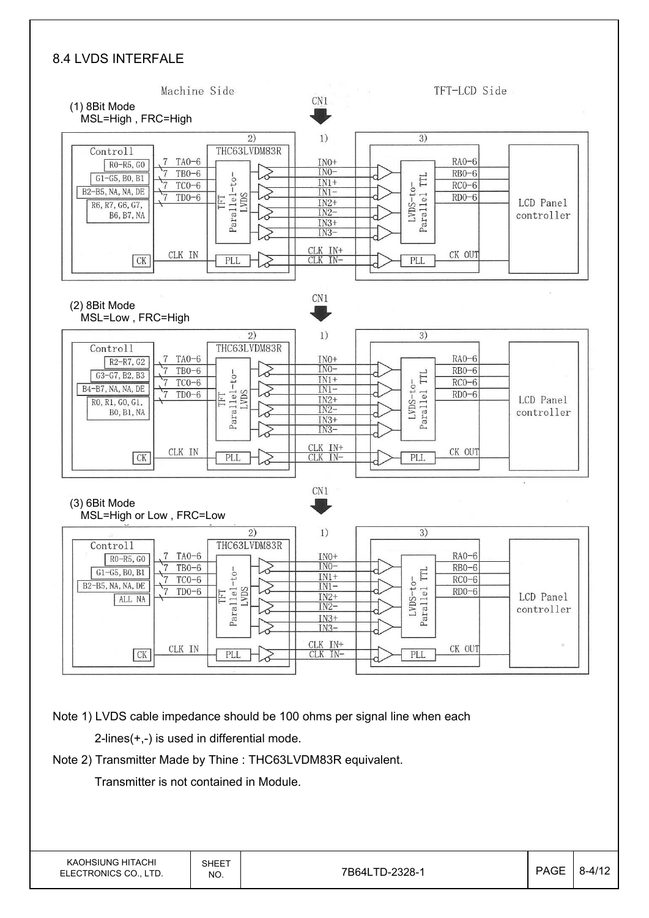## 8.4 LVDS INTERFALE

Machine Side　　　CN1　　　TFT-LCD Side

(1) 8Bit Mode
MSL=High , FRC=High

| Controll | | 2) THC63LVDM83R | 1) | 3) | |
|---|---|---|---|---|---|
| R0-R5, G0 | 7 TA0-6 | TFT Parallel-to-LVDS | IN0+ / IN0- | LVDS-to-Parallel TTL | RA0-6 |
| G1-G5, B0, B1 | 7 TB0-6 | | IN1+ / IN1- | | RB0-6 |
| B2-B5, NA, NA, DE | 7 TC0-6 | | IN2+ / IN2- | | RC0-6 |
| R6, R7, G6, G7, B6, B7, NA | 7 TD0-6 | | IN3+ / IN3- | | RD0-6 |
| CK | CLK IN | PLL | CLK IN+ / CLK IN- | PLL | CK OUT |

LCD Panel controller

(2) 8Bit Mode
MSL=Low , FRC=High

| Controll | | 2) THC63LVDM83R | 1) | 3) | |
|---|---|---|---|---|---|
| R2-R7, G2 | 7 TA0-6 | TFT Parallel-to-LVDS | IN0+ / IN0- | LVDS-to-Parallel TTL | RA0-6 |
| G3-G7, B2, B3 | 7 TB0-6 | | IN1+ / IN1- | | RB0-6 |
| B4-B7, NA, NA, DE | 7 TC0-6 | | IN2+ / IN2- | | RC0-6 |
| R0, R1, G0, G1, B0, B1, NA | 7 TD0-6 | | IN3+ / IN3- | | RD0-6 |
| CK | CLK IN | PLL | CLK IN+ / CLK IN- | PLL | CK OUT |

LCD Panel controller

(3) 6Bit Mode
MSL=High or Low , FRC=Low

| Controll | | 2) THC63LVDM83R | 1) | 3) | |
|---|---|---|---|---|---|
| R0-R5, G0 | 7 TA0-6 | TFT Parallel-to-LVDS | IN0+ / IN0- | LVDS-to-Parallel TTL | RA0-6 |
| G1-G5, B0, B1 | 7 TB0-6 | | IN1+ / IN1- | | RB0-6 |
| B2-B5, NA, NA, DE | 7 TC0-6 | | IN2+ / IN2- | | RC0-6 |
| ALL NA | 7 TD0-6 | | IN3+ / IN3- | | RD0-6 |
| CK | CLK IN | PLL | CLK IN+ / CLK IN- | PLL | CK OUT |

LCD Panel controller

Note 1) LVDS cable impedance should be 100 ohms per signal line when each 2-lines(+,-) is used in differential mode.

Note 2) Transmitter Made by Thine : THC63LVDM83R equivalent. Transmitter is not contained in Module.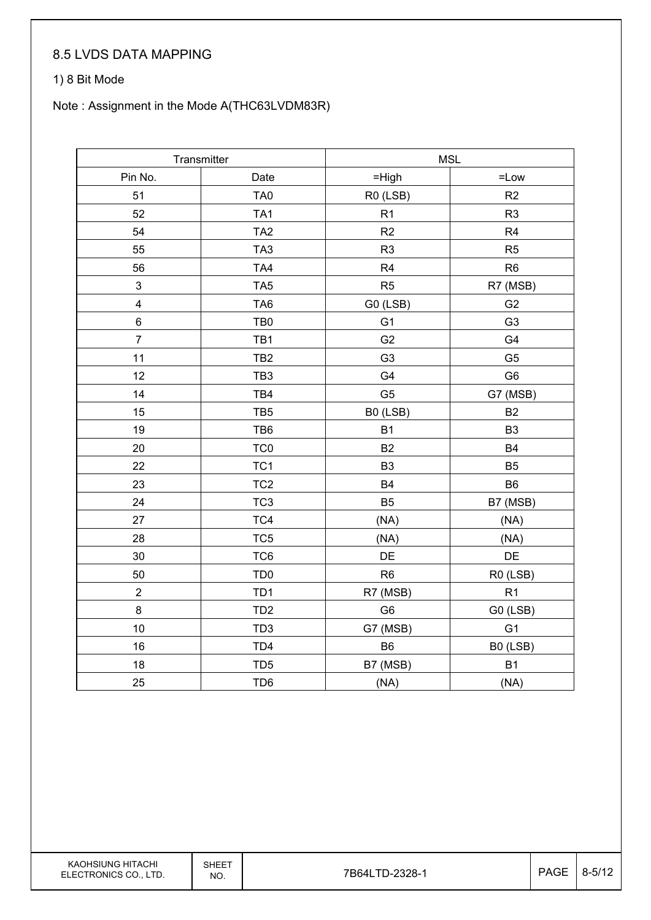## 8.5 LVDS DATA MAPPING

1) 8 Bit Mode

Note : Assignment in the Mode A(THC63LVDM83R)

| Transmitter | | MSL | |
|---|---|---|---|
| Pin No. | Date | =High | =Low |
| 51 | TA0 | R0 (LSB) | R2 |
| 52 | TA1 | R1 | R3 |
| 54 | TA2 | R2 | R4 |
| 55 | TA3 | R3 | R5 |
| 56 | TA4 | R4 | R6 |
| 3 | TA5 | R5 | R7 (MSB) |
| 4 | TA6 | G0 (LSB) | G2 |
| 6 | TB0 | G1 | G3 |
| 7 | TB1 | G2 | G4 |
| 11 | TB2 | G3 | G5 |
| 12 | TB3 | G4 | G6 |
| 14 | TB4 | G5 | G7 (MSB) |
| 15 | TB5 | B0 (LSB) | B2 |
| 19 | TB6 | B1 | B3 |
| 20 | TC0 | B2 | B4 |
| 22 | TC1 | B3 | B5 |
| 23 | TC2 | B4 | B6 |
| 24 | TC3 | B5 | B7 (MSB) |
| 27 | TC4 | (NA) | (NA) |
| 28 | TC5 | (NA) | (NA) |
| 30 | TC6 | DE | DE |
| 50 | TD0 | R6 | R0 (LSB) |
| 2 | TD1 | R7 (MSB) | R1 |
| 8 | TD2 | G6 | G0 (LSB) |
| 10 | TD3 | G7 (MSB) | G1 |
| 16 | TD4 | B6 | B0 (LSB) |
| 18 | TD5 | B7 (MSB) | B1 |
| 25 | TD6 | (NA) | (NA) |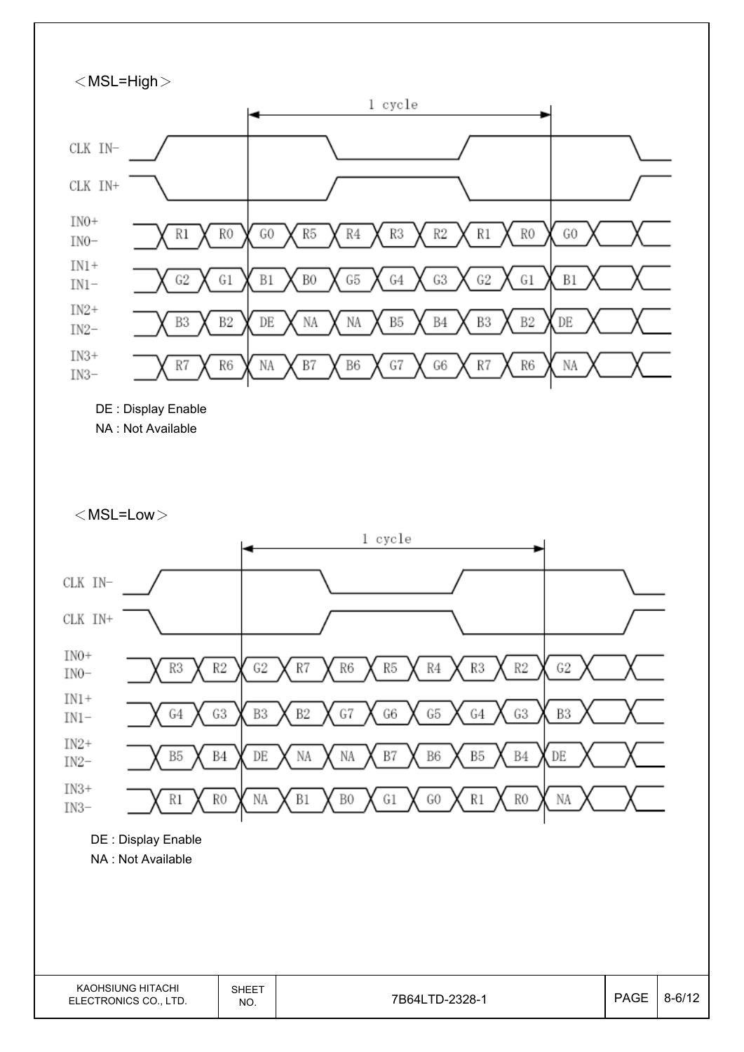## <MSL=High>

| | | | | | | | | | | | |
|---|---|---|---|---|---|---|---|---|---|---|---|
| IN0+ / IN0− | R1 | R0 | G0 | R5 | R4 | R3 | R2 | R1 | R0 | G0 | |
| IN1+ / IN1− | G2 | G1 | B1 | B0 | G5 | G4 | G3 | G2 | G1 | B1 | |
| IN2+ / IN2− | B3 | B2 | DE | NA | NA | B5 | B4 | B3 | B2 | DE | |
| IN3+ / IN3− | R7 | R6 | NA | B7 | B6 | G7 | G6 | R7 | R6 | NA | |

CLK IN−, CLK IN+ : 1 cycle

DE : Display Enable
NA : Not Available

## <MSL=Low>

| | | | | | | | | | | | |
|---|---|---|---|---|---|---|---|---|---|---|---|
| IN0+ / IN0− | R3 | R2 | G2 | R7 | R6 | R5 | R4 | R3 | R2 | G2 | |
| IN1+ / IN1− | G4 | G3 | B3 | B2 | G7 | G6 | G5 | G4 | G3 | B3 | |
| IN2+ / IN2− | B5 | B4 | DE | NA | NA | B7 | B6 | B5 | B4 | DE | |
| IN3+ / IN3− | R1 | R0 | NA | B1 | B0 | G1 | G0 | R1 | R0 | NA | |

CLK IN−, CLK IN+ : 1 cycle

DE : Display Enable
NA : Not Available

| KAOHSIUNG HITACHI ELECTRONICS CO., LTD. | SHEET NO. | 7B64LTD-2328-1 | PAGE | 8-6/12 |
|---|---|---|---|---|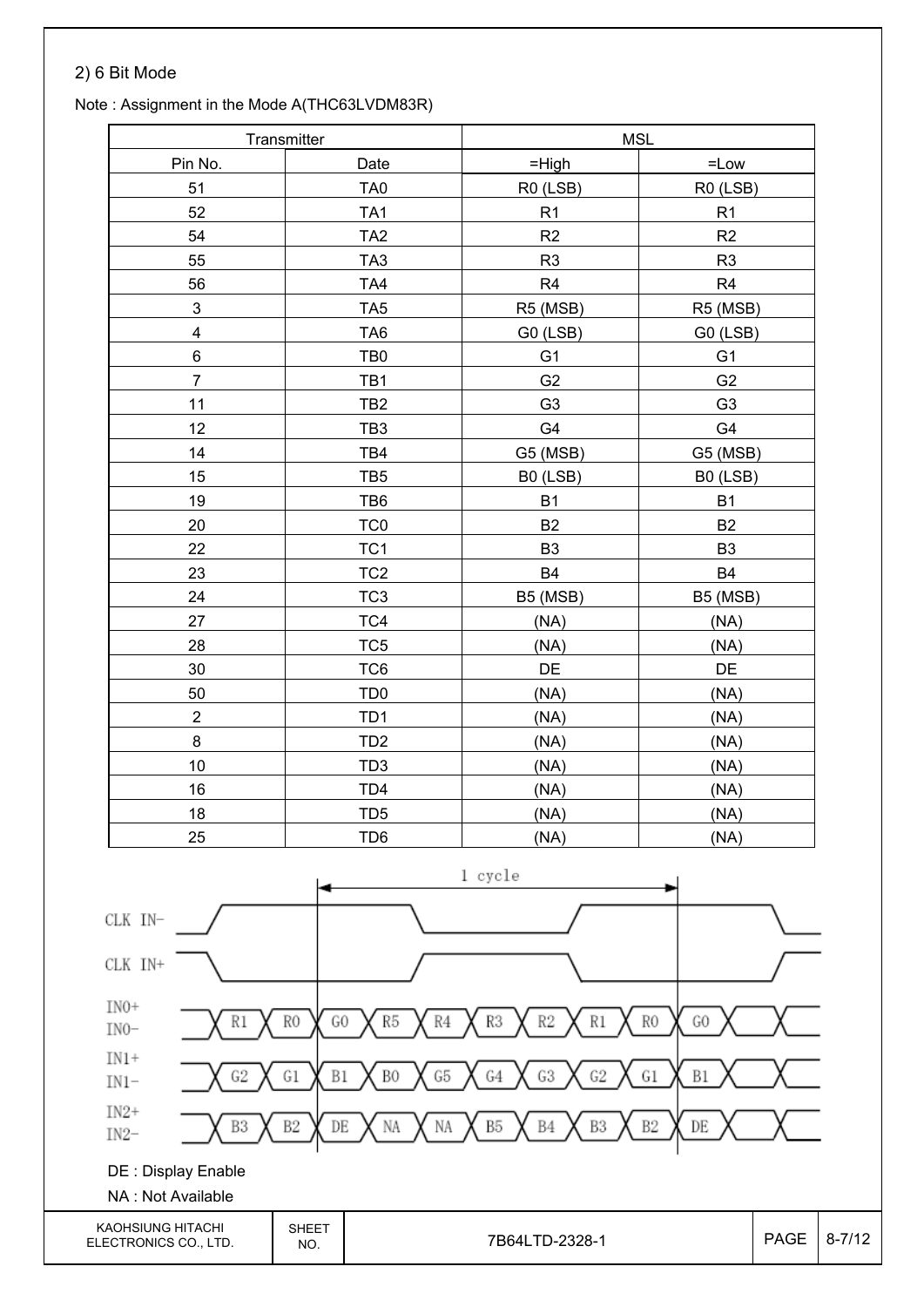2) 6 Bit Mode

Note : Assignment in the Mode A(THC63LVDM83R)

| Transmitter | | MSL | |
|---|---|---|---|
| Pin No. | Date | =High | =Low |
| 51 | TA0 | R0 (LSB) | R0 (LSB) |
| 52 | TA1 | R1 | R1 |
| 54 | TA2 | R2 | R2 |
| 55 | TA3 | R3 | R3 |
| 56 | TA4 | R4 | R4 |
| 3 | TA5 | R5 (MSB) | R5 (MSB) |
| 4 | TA6 | G0 (LSB) | G0 (LSB) |
| 6 | TB0 | G1 | G1 |
| 7 | TB1 | G2 | G2 |
| 11 | TB2 | G3 | G3 |
| 12 | TB3 | G4 | G4 |
| 14 | TB4 | G5 (MSB) | G5 (MSB) |
| 15 | TB5 | B0 (LSB) | B0 (LSB) |
| 19 | TB6 | B1 | B1 |
| 20 | TC0 | B2 | B2 |
| 22 | TC1 | B3 | B3 |
| 23 | TC2 | B4 | B4 |
| 24 | TC3 | B5 (MSB) | B5 (MSB) |
| 27 | TC4 | (NA) | (NA) |
| 28 | TC5 | (NA) | (NA) |
| 30 | TC6 | DE | DE |
| 50 | TD0 | (NA) | (NA) |
| 2 | TD1 | (NA) | (NA) |
| 8 | TD2 | (NA) | (NA) |
| 10 | TD3 | (NA) | (NA) |
| 16 | TD4 | (NA) | (NA) |
| 18 | TD5 | (NA) | (NA) |
| 25 | TD6 | (NA) | (NA) |

1 cycle

CLK IN−

CLK IN+

IN0+ / IN0−: R1, R0, G0, R5, R4, R3, R2, R1, R0, G0

IN1+ / IN1−: G2, G1, B1, B0, G5, G4, G3, G2, G1, B1

IN2+ / IN2−: B3, B2, DE, NA, NA, B5, B4, B3, B2, DE

DE : Display Enable

NA : Not Available

| KAOHSIUNG HITACHI ELECTRONICS CO., LTD. | SHEET NO. | 7B64LTD-2328-1 | PAGE | 8-7/12 |
|---|---|---|---|---|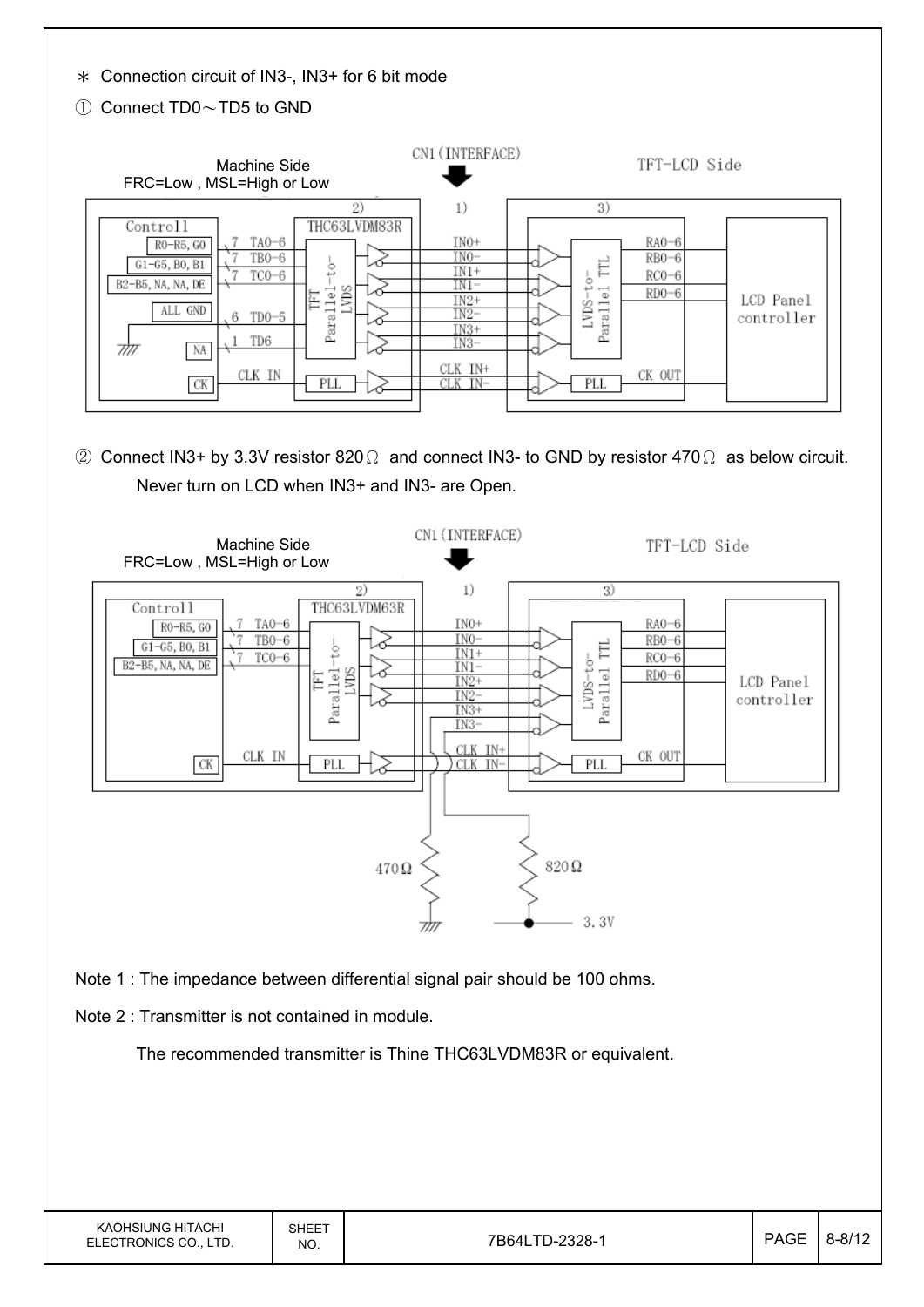＊ Connection circuit of IN3-, IN3+ for 6 bit mode

① Connect TD0～TD5 to GND

Machine Side
FRC=Low , MSL=High or Low

CN1(INTERFACE)

TFT-LCD Side

② Connect IN3+ by 3.3V resistor 820Ω and connect IN3- to GND by resistor 470Ω as below circuit.

Never turn on LCD when IN3+ and IN3- are Open.

Machine Side
FRC=Low , MSL=High or Low

CN1(INTERFACE)

TFT-LCD Side

Note 1 : The impedance between differential signal pair should be 100 ohms.

Note 2 : Transmitter is not contained in module.

The recommended transmitter is Thine THC63LVDM83R or equivalent.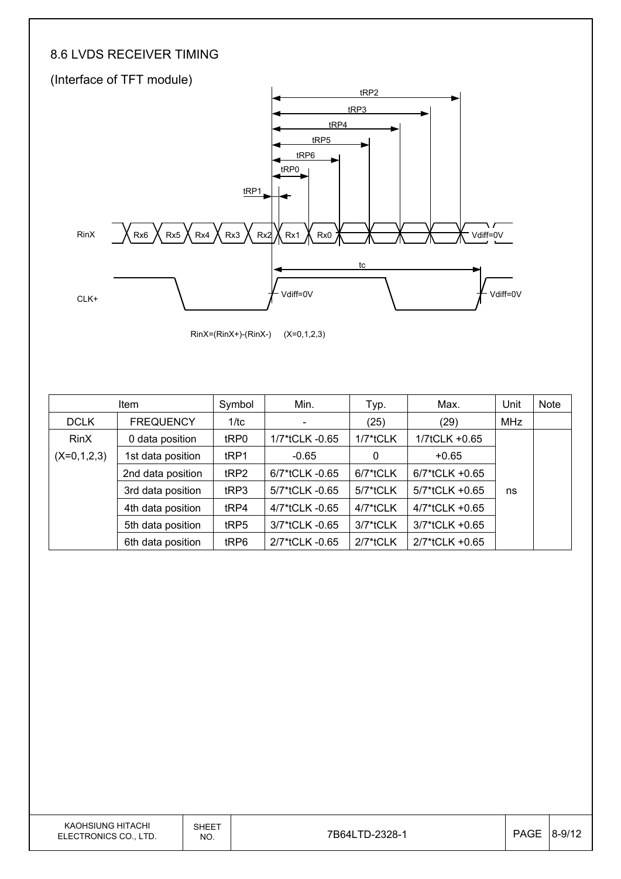## 8.6 LVDS RECEIVER TIMING

(Interface of TFT module)

RinX=(RinX+)-(RinX-)  (X=0,1,2,3)

| Item | | Symbol | Min. | Typ. | Max. | Unit | Note |
|---|---|---|---|---|---|---|---|
| DCLK | FREQUENCY | 1/tc | - | (25) | (29) | MHz | |
| RinX (X=0,1,2,3) | 0 data position | tRP0 | 1/7*tCLK -0.65 | 1/7*tCLK | 1/7tCLK +0.65 | ns | |
| | 1st data position | tRP1 | -0.65 | 0 | +0.65 | | |
| | 2nd data position | tRP2 | 6/7*tCLK -0.65 | 6/7*tCLK | 6/7*tCLK +0.65 | | |
| | 3rd data position | tRP3 | 5/7*tCLK -0.65 | 5/7*tCLK | 5/7*tCLK +0.65 | | |
| | 4th data position | tRP4 | 4/7*tCLK -0.65 | 4/7*tCLK | 4/7*tCLK +0.65 | | |
| | 5th data position | tRP5 | 3/7*tCLK -0.65 | 3/7*tCLK | 3/7*tCLK +0.65 | | |
| | 6th data position | tRP6 | 2/7*tCLK -0.65 | 2/7*tCLK | 2/7*tCLK +0.65 | | |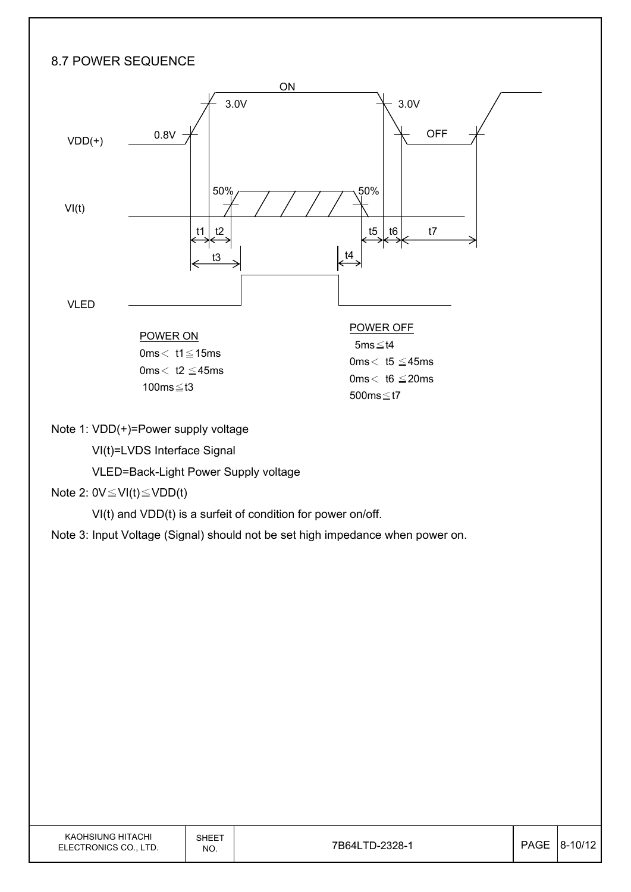## 8.7 POWER SEQUENCE

**POWER ON**

0ms < t1 ≦ 15ms

0ms < t2 ≦ 45ms

100ms ≦ t3

**POWER OFF**

5ms ≦ t4

0ms < t5 ≦ 45ms

0ms < t6 ≦ 20ms

500ms ≦ t7

Note 1: VDD(+)=Power supply voltage

VI(t)=LVDS Interface Signal

VLED=Back-Light Power Supply voltage

Note 2: 0V ≦ VI(t) ≦ VDD(t)

VI(t) and VDD(t) is a surfeit of condition for power on/off.

Note 3: Input Voltage (Signal) should not be set high impedance when power on.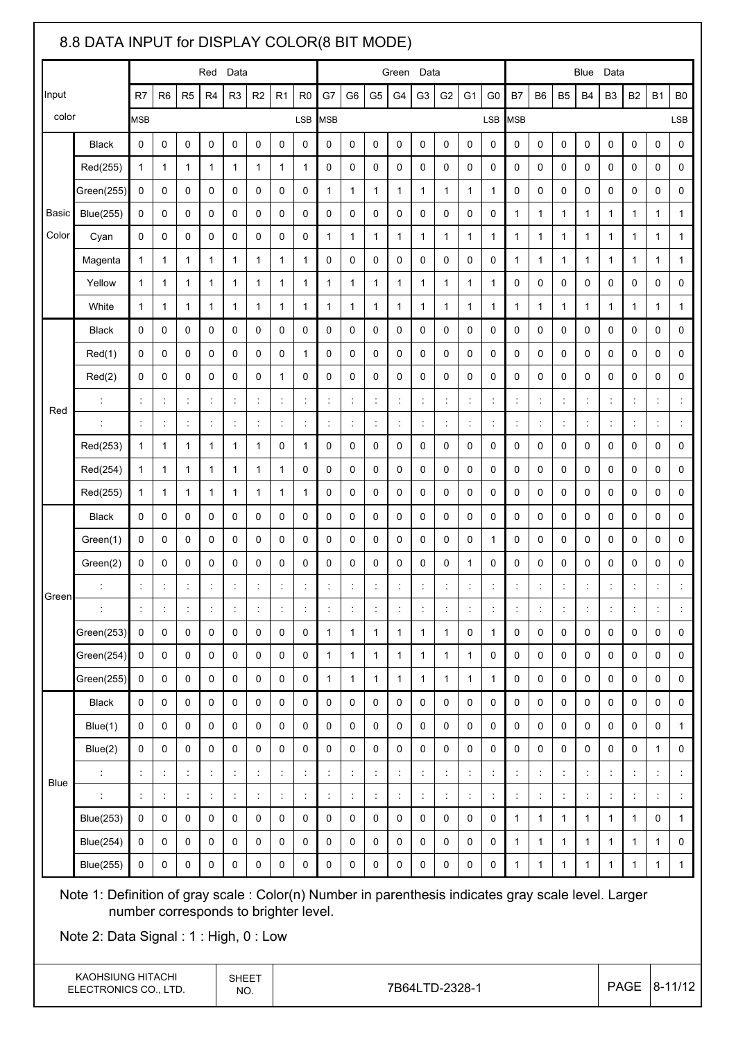## 8.8 DATA INPUT for DISPLAY COLOR(8 BIT MODE)

| Input color | | Red Data | | | | | | | | Green Data | | | | | | | | Blue Data | | | | | | | |
|---|---|---|---|---|---|---|---|---|---|---|---|---|---|---|---|---|---|---|---|---|---|---|---|---|---|
| | | R7 | R6 | R5 | R4 | R3 | R2 | R1 | R0 | G7 | G6 | G5 | G4 | G3 | G2 | G1 | G0 | B7 | B6 | B5 | B4 | B3 | B2 | B1 | B0 |
| | | MSB | | | | | | | LSB | MSB | | | | | | | LSB | MSB | | | | | | | LSB |
| Basic Color | Black | 0 | 0 | 0 | 0 | 0 | 0 | 0 | 0 | 0 | 0 | 0 | 0 | 0 | 0 | 0 | 0 | 0 | 0 | 0 | 0 | 0 | 0 | 0 | 0 |
| | Red(255) | 1 | 1 | 1 | 1 | 1 | 1 | 1 | 1 | 0 | 0 | 0 | 0 | 0 | 0 | 0 | 0 | 0 | 0 | 0 | 0 | 0 | 0 | 0 | 0 |
| | Green(255) | 0 | 0 | 0 | 0 | 0 | 0 | 0 | 0 | 1 | 1 | 1 | 1 | 1 | 1 | 1 | 1 | 0 | 0 | 0 | 0 | 0 | 0 | 0 | 0 |
| | Blue(255) | 0 | 0 | 0 | 0 | 0 | 0 | 0 | 0 | 0 | 0 | 0 | 0 | 0 | 0 | 0 | 0 | 1 | 1 | 1 | 1 | 1 | 1 | 1 | 1 |
| | Cyan | 0 | 0 | 0 | 0 | 0 | 0 | 0 | 0 | 1 | 1 | 1 | 1 | 1 | 1 | 1 | 1 | 1 | 1 | 1 | 1 | 1 | 1 | 1 | 1 |
| | Magenta | 1 | 1 | 1 | 1 | 1 | 1 | 1 | 1 | 0 | 0 | 0 | 0 | 0 | 0 | 0 | 0 | 1 | 1 | 1 | 1 | 1 | 1 | 1 | 1 |
| | Yellow | 1 | 1 | 1 | 1 | 1 | 1 | 1 | 1 | 1 | 1 | 1 | 1 | 1 | 1 | 1 | 1 | 0 | 0 | 0 | 0 | 0 | 0 | 0 | 0 |
| | White | 1 | 1 | 1 | 1 | 1 | 1 | 1 | 1 | 1 | 1 | 1 | 1 | 1 | 1 | 1 | 1 | 1 | 1 | 1 | 1 | 1 | 1 | 1 | 1 |
| Red | Black | 0 | 0 | 0 | 0 | 0 | 0 | 0 | 0 | 0 | 0 | 0 | 0 | 0 | 0 | 0 | 0 | 0 | 0 | 0 | 0 | 0 | 0 | 0 | 0 |
| | Red(1) | 0 | 0 | 0 | 0 | 0 | 0 | 0 | 1 | 0 | 0 | 0 | 0 | 0 | 0 | 0 | 0 | 0 | 0 | 0 | 0 | 0 | 0 | 0 | 0 |
| | Red(2) | 0 | 0 | 0 | 0 | 0 | 0 | 1 | 0 | 0 | 0 | 0 | 0 | 0 | 0 | 0 | 0 | 0 | 0 | 0 | 0 | 0 | 0 | 0 | 0 |
| | : | : | : | : | : | : | : | : | : | : | : | : | : | : | : | : | : | : | : | : | : | : | : | : | : |
| | : | : | : | : | : | : | : | : | : | : | : | : | : | : | : | : | : | : | : | : | : | : | : | : | : |
| | Red(253) | 1 | 1 | 1 | 1 | 1 | 1 | 0 | 1 | 0 | 0 | 0 | 0 | 0 | 0 | 0 | 0 | 0 | 0 | 0 | 0 | 0 | 0 | 0 | 0 |
| | Red(254) | 1 | 1 | 1 | 1 | 1 | 1 | 1 | 0 | 0 | 0 | 0 | 0 | 0 | 0 | 0 | 0 | 0 | 0 | 0 | 0 | 0 | 0 | 0 | 0 |
| | Red(255) | 1 | 1 | 1 | 1 | 1 | 1 | 1 | 1 | 0 | 0 | 0 | 0 | 0 | 0 | 0 | 0 | 0 | 0 | 0 | 0 | 0 | 0 | 0 | 0 |
| Green | Black | 0 | 0 | 0 | 0 | 0 | 0 | 0 | 0 | 0 | 0 | 0 | 0 | 0 | 0 | 0 | 0 | 0 | 0 | 0 | 0 | 0 | 0 | 0 | 0 |
| | Green(1) | 0 | 0 | 0 | 0 | 0 | 0 | 0 | 0 | 0 | 0 | 0 | 0 | 0 | 0 | 0 | 1 | 0 | 0 | 0 | 0 | 0 | 0 | 0 | 0 |
| | Green(2) | 0 | 0 | 0 | 0 | 0 | 0 | 0 | 0 | 0 | 0 | 0 | 0 | 0 | 0 | 1 | 0 | 0 | 0 | 0 | 0 | 0 | 0 | 0 | 0 |
| | : | : | : | : | : | : | : | : | : | : | : | : | : | : | : | : | : | : | : | : | : | : | : | : | : |
| | : | : | : | : | : | : | : | : | : | : | : | : | : | : | : | : | : | : | : | : | : | : | : | : | : |
| | Green(253) | 0 | 0 | 0 | 0 | 0 | 0 | 0 | 0 | 1 | 1 | 1 | 1 | 1 | 1 | 0 | 1 | 0 | 0 | 0 | 0 | 0 | 0 | 0 | 0 |
| | Green(254) | 0 | 0 | 0 | 0 | 0 | 0 | 0 | 0 | 1 | 1 | 1 | 1 | 1 | 1 | 1 | 0 | 0 | 0 | 0 | 0 | 0 | 0 | 0 | 0 |
| | Green(255) | 0 | 0 | 0 | 0 | 0 | 0 | 0 | 0 | 1 | 1 | 1 | 1 | 1 | 1 | 1 | 1 | 0 | 0 | 0 | 0 | 0 | 0 | 0 | 0 |
| Blue | Black | 0 | 0 | 0 | 0 | 0 | 0 | 0 | 0 | 0 | 0 | 0 | 0 | 0 | 0 | 0 | 0 | 0 | 0 | 0 | 0 | 0 | 0 | 0 | 0 |
| | Blue(1) | 0 | 0 | 0 | 0 | 0 | 0 | 0 | 0 | 0 | 0 | 0 | 0 | 0 | 0 | 0 | 0 | 0 | 0 | 0 | 0 | 0 | 0 | 0 | 1 |
| | Blue(2) | 0 | 0 | 0 | 0 | 0 | 0 | 0 | 0 | 0 | 0 | 0 | 0 | 0 | 0 | 0 | 0 | 0 | 0 | 0 | 0 | 0 | 0 | 1 | 0 |
| | : | : | : | : | : | : | : | : | : | : | : | : | : | : | : | : | : | : | : | : | : | : | : | : | : |
| | : | : | : | : | : | : | : | : | : | : | : | : | : | : | : | : | : | : | : | : | : | : | : | : | : |
| | Blue(253) | 0 | 0 | 0 | 0 | 0 | 0 | 0 | 0 | 0 | 0 | 0 | 0 | 0 | 0 | 0 | 0 | 1 | 1 | 1 | 1 | 1 | 1 | 0 | 1 |
| | Blue(254) | 0 | 0 | 0 | 0 | 0 | 0 | 0 | 0 | 0 | 0 | 0 | 0 | 0 | 0 | 0 | 0 | 1 | 1 | 1 | 1 | 1 | 1 | 1 | 0 |
| | Blue(255) | 0 | 0 | 0 | 0 | 0 | 0 | 0 | 0 | 0 | 0 | 0 | 0 | 0 | 0 | 0 | 0 | 1 | 1 | 1 | 1 | 1 | 1 | 1 | 1 |

Note 1: Definition of gray scale : Color(n) Number in parenthesis indicates gray scale level. Larger number corresponds to brighter level.

Note 2: Data Signal : 1 : High, 0 : Low

| KAOHSIUNG HITACHI ELECTRONICS CO., LTD. | SHEET NO. | 7B64LTD-2328-1 | PAGE | 8-11/12 |
|---|---|---|---|---|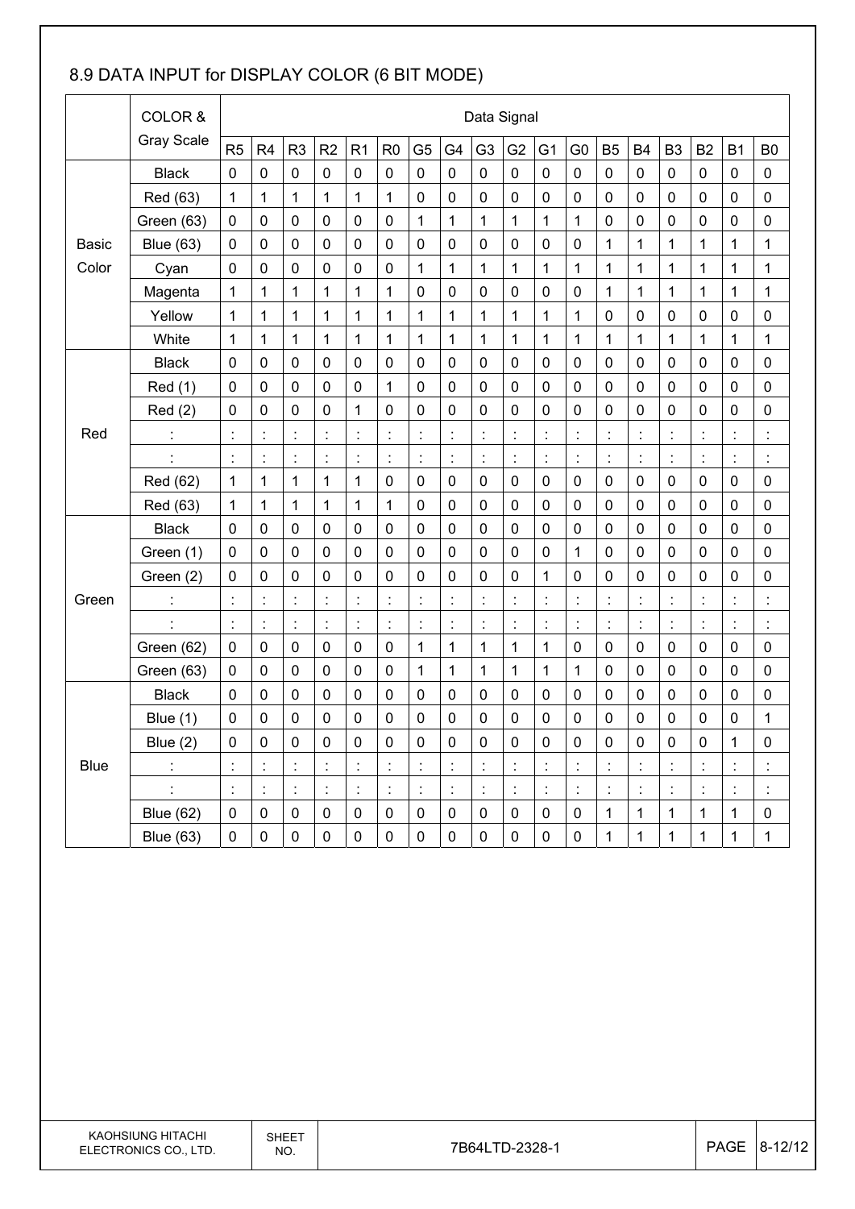## 8.9 DATA INPUT for DISPLAY COLOR (6 BIT MODE)

| | COLOR & Gray Scale | Data Signal | | | | | | | | | | | | | | | | | |
|---|---|---|---|---|---|---|---|---|---|---|---|---|---|---|---|---|---|---|---|
| | | R5 | R4 | R3 | R2 | R1 | R0 | G5 | G4 | G3 | G2 | G1 | G0 | B5 | B4 | B3 | B2 | B1 | B0 |
| Basic Color | Black | 0 | 0 | 0 | 0 | 0 | 0 | 0 | 0 | 0 | 0 | 0 | 0 | 0 | 0 | 0 | 0 | 0 | 0 |
| | Red (63) | 1 | 1 | 1 | 1 | 1 | 1 | 0 | 0 | 0 | 0 | 0 | 0 | 0 | 0 | 0 | 0 | 0 | 0 |
| | Green (63) | 0 | 0 | 0 | 0 | 0 | 0 | 1 | 1 | 1 | 1 | 1 | 1 | 0 | 0 | 0 | 0 | 0 | 0 |
| | Blue (63) | 0 | 0 | 0 | 0 | 0 | 0 | 0 | 0 | 0 | 0 | 0 | 0 | 1 | 1 | 1 | 1 | 1 | 1 |
| | Cyan | 0 | 0 | 0 | 0 | 0 | 0 | 1 | 1 | 1 | 1 | 1 | 1 | 1 | 1 | 1 | 1 | 1 | 1 |
| | Magenta | 1 | 1 | 1 | 1 | 1 | 1 | 0 | 0 | 0 | 0 | 0 | 0 | 1 | 1 | 1 | 1 | 1 | 1 |
| | Yellow | 1 | 1 | 1 | 1 | 1 | 1 | 1 | 1 | 1 | 1 | 1 | 1 | 0 | 0 | 0 | 0 | 0 | 0 |
| | White | 1 | 1 | 1 | 1 | 1 | 1 | 1 | 1 | 1 | 1 | 1 | 1 | 1 | 1 | 1 | 1 | 1 | 1 |
| Red | Black | 0 | 0 | 0 | 0 | 0 | 0 | 0 | 0 | 0 | 0 | 0 | 0 | 0 | 0 | 0 | 0 | 0 | 0 |
| | Red (1) | 0 | 0 | 0 | 0 | 0 | 1 | 0 | 0 | 0 | 0 | 0 | 0 | 0 | 0 | 0 | 0 | 0 | 0 |
| | Red (2) | 0 | 0 | 0 | 0 | 1 | 0 | 0 | 0 | 0 | 0 | 0 | 0 | 0 | 0 | 0 | 0 | 0 | 0 |
| | : | : | : | : | : | : | : | : | : | : | : | : | : | : | : | : | : | : | : |
| | : | : | : | : | : | : | : | : | : | : | : | : | : | : | : | : | : | : | : |
| | Red (62) | 1 | 1 | 1 | 1 | 1 | 0 | 0 | 0 | 0 | 0 | 0 | 0 | 0 | 0 | 0 | 0 | 0 | 0 |
| | Red (63) | 1 | 1 | 1 | 1 | 1 | 1 | 0 | 0 | 0 | 0 | 0 | 0 | 0 | 0 | 0 | 0 | 0 | 0 |
| Green | Black | 0 | 0 | 0 | 0 | 0 | 0 | 0 | 0 | 0 | 0 | 0 | 0 | 0 | 0 | 0 | 0 | 0 | 0 |
| | Green (1) | 0 | 0 | 0 | 0 | 0 | 0 | 0 | 0 | 0 | 0 | 0 | 1 | 0 | 0 | 0 | 0 | 0 | 0 |
| | Green (2) | 0 | 0 | 0 | 0 | 0 | 0 | 0 | 0 | 0 | 0 | 1 | 0 | 0 | 0 | 0 | 0 | 0 | 0 |
| | : | : | : | : | : | : | : | : | : | : | : | : | : | : | : | : | : | : | : |
| | : | : | : | : | : | : | : | : | : | : | : | : | : | : | : | : | : | : | : |
| | Green (62) | 0 | 0 | 0 | 0 | 0 | 0 | 1 | 1 | 1 | 1 | 1 | 0 | 0 | 0 | 0 | 0 | 0 | 0 |
| | Green (63) | 0 | 0 | 0 | 0 | 0 | 0 | 1 | 1 | 1 | 1 | 1 | 1 | 0 | 0 | 0 | 0 | 0 | 0 |
| Blue | Black | 0 | 0 | 0 | 0 | 0 | 0 | 0 | 0 | 0 | 0 | 0 | 0 | 0 | 0 | 0 | 0 | 0 | 0 |
| | Blue (1) | 0 | 0 | 0 | 0 | 0 | 0 | 0 | 0 | 0 | 0 | 0 | 0 | 0 | 0 | 0 | 0 | 0 | 1 |
| | Blue (2) | 0 | 0 | 0 | 0 | 0 | 0 | 0 | 0 | 0 | 0 | 0 | 0 | 0 | 0 | 0 | 0 | 1 | 0 |
| | : | : | : | : | : | : | : | : | : | : | : | : | : | : | : | : | : | : | : |
| | : | : | : | : | : | : | : | : | : | : | : | : | : | : | : | : | : | : | : |
| | Blue (62) | 0 | 0 | 0 | 0 | 0 | 0 | 0 | 0 | 0 | 0 | 0 | 0 | 1 | 1 | 1 | 1 | 1 | 0 |
| | Blue (63) | 0 | 0 | 0 | 0 | 0 | 0 | 0 | 0 | 0 | 0 | 0 | 0 | 1 | 1 | 1 | 1 | 1 | 1 |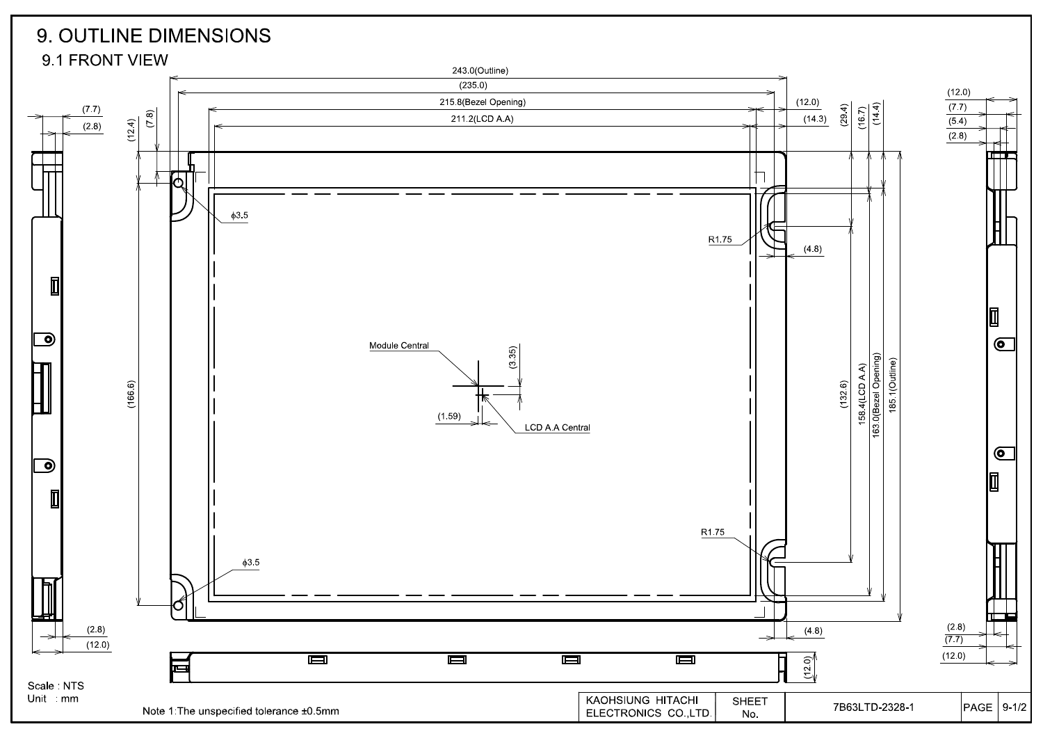# 9. OUTLINE DIMENSIONS

## 9.1 FRONT VIEW

243.0(Outline)

(235.0)

215.8(Bezel Opening)

211.2(LCD A.A)

(12.0)

(14.3)

(29.4)

(16.7)

(14.4)

(12.4)

(7.8)

(7.7)

(2.8)

(12.0)

(7.7)

(5.4)

(2.8)

φ3.5

R1.75

(4.8)

Module Central

(3.35)

(1.59)

LCD A.A Central

(166.6)

(132.6)

158.4(LCD A.A)

163.0(Bezel Opening)

185.1(Outline)

R1.75

φ3.5

(4.8)

(2.8)

(12.0)

(2.8)

(7.7)

(12.0)

(12.0)

Scale : NTS

Unit : mm

Note 1:The unspecified tolerance ±0.5mm

| KAOHSIUNG HITACHI ELECTRONICS CO.,LTD. | SHEET No. | 7B63LTD-2328-1 | PAGE | 9-1/2 |
|---|---|---|---|---|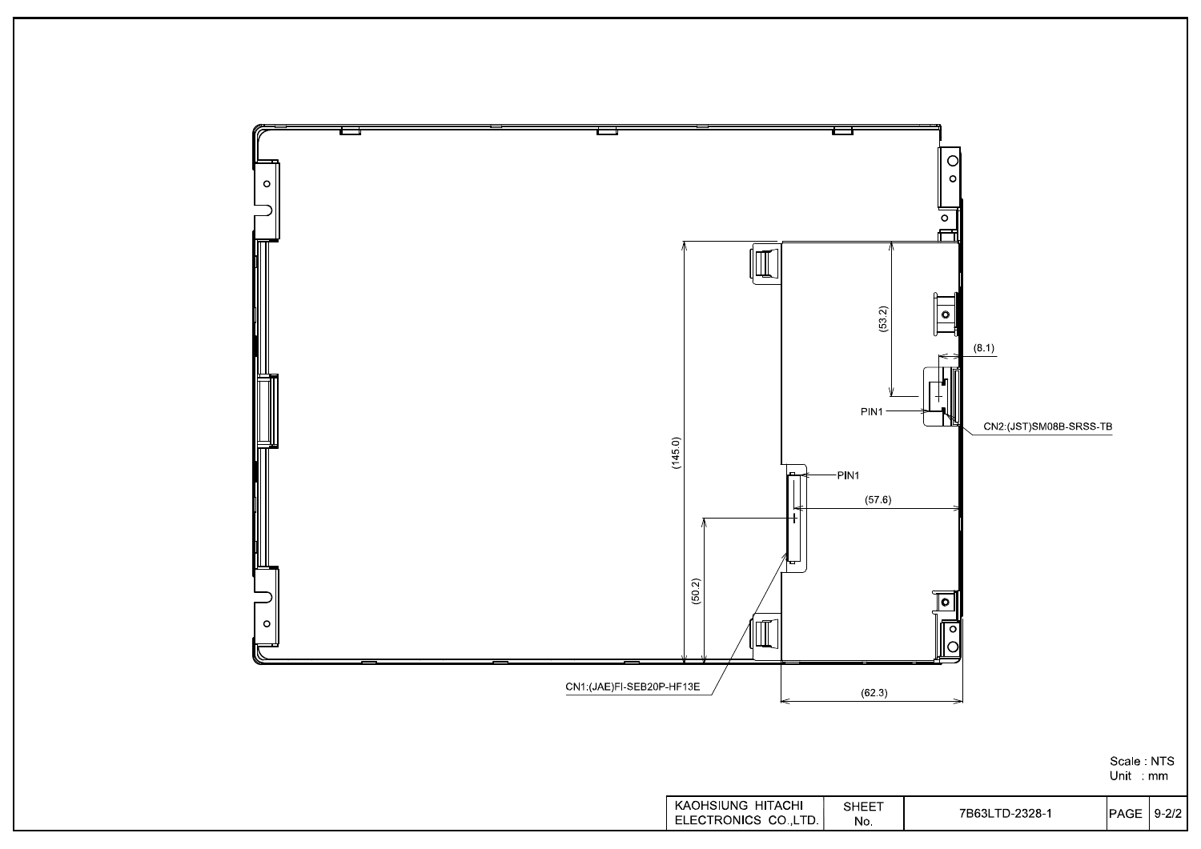(53.2)

(8.1)

PIN1

CN2:(JST)SM08B-SRSS-TB

(145.0)

PIN1

(57.6)

(50.2)

CN1:(JAE)FI-SEB20P-HF13E

(62.3)

Scale : NTS
Unit : mm

| | | | | |
|---|---|---|---|---|
| KAOHSIUNG HITACHI ELECTRONICS CO.,LTD. | SHEET No. | 7B63LTD-2328-1 | PAGE | 9-2/2 |